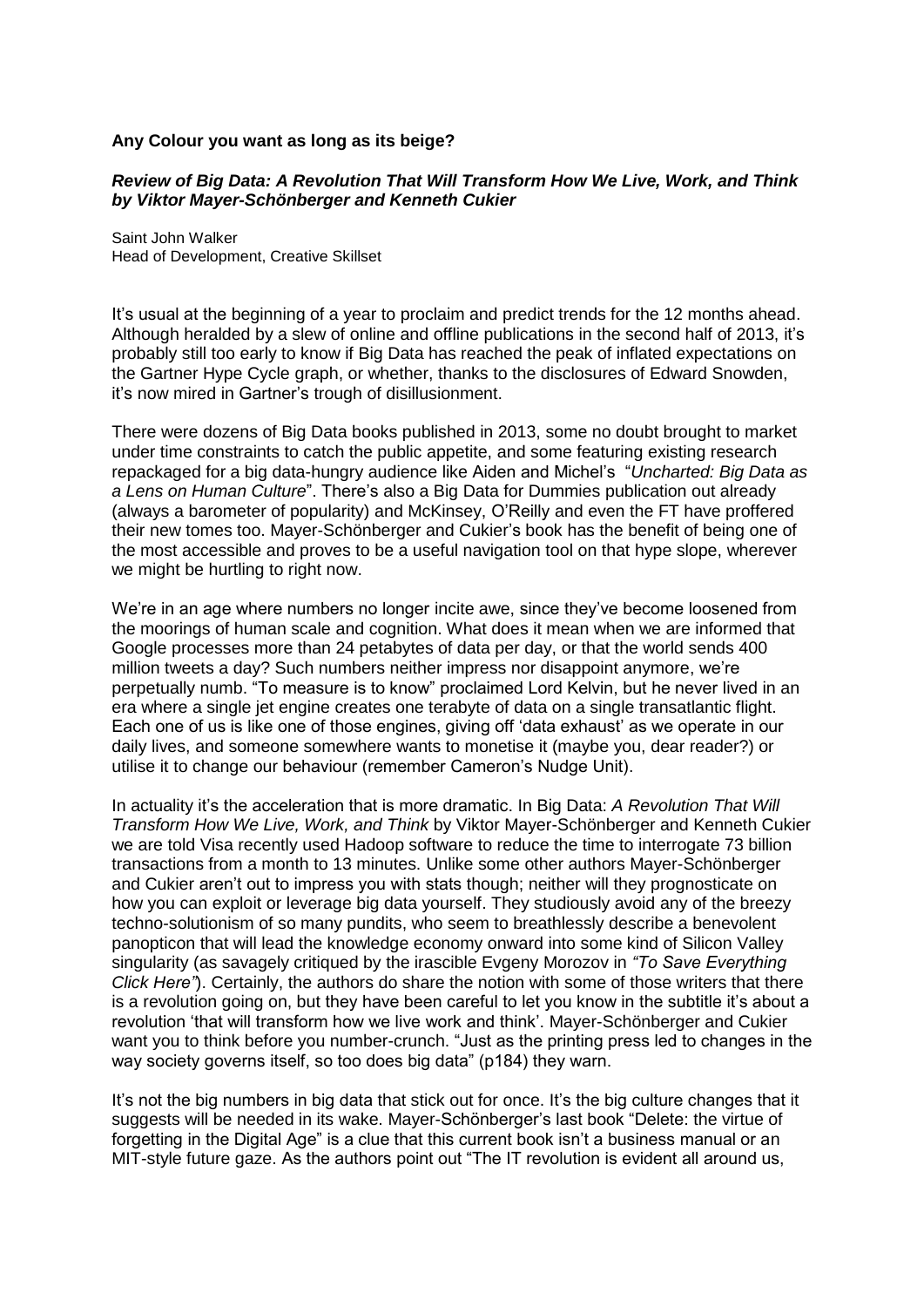**Any Colour you want as long as its beige?**

***Review of Big Data: A Revolution That Will Transform How We Live, Work, and Think by Viktor Mayer-Schönberger and Kenneth Cukier***

Saint John Walker
Head of Development, Creative Skillset

It's usual at the beginning of a year to proclaim and predict trends for the 12 months ahead. Although heralded by a slew of online and offline publications in the second half of 2013, it's probably still too early to know if Big Data has reached the peak of inflated expectations on the Gartner Hype Cycle graph, or whether, thanks to the disclosures of Edward Snowden, it's now mired in Gartner's trough of disillusionment.

There were dozens of Big Data books published in 2013, some no doubt brought to market under time constraints to catch the public appetite, and some featuring existing research repackaged for a big data-hungry audience like Aiden and Michel's "*Uncharted: Big Data as a Lens on Human Culture*". There's also a Big Data for Dummies publication out already (always a barometer of popularity) and McKinsey, O'Reilly and even the FT have proffered their new tomes too. Mayer-Schönberger and Cukier's book has the benefit of being one of the most accessible and proves to be a useful navigation tool on that hype slope, wherever we might be hurtling to right now.

We're in an age where numbers no longer incite awe, since they've become loosened from the moorings of human scale and cognition. What does it mean when we are informed that Google processes more than 24 petabytes of data per day, or that the world sends 400 million tweets a day? Such numbers neither impress nor disappoint anymore, we're perpetually numb. "To measure is to know" proclaimed Lord Kelvin, but he never lived in an era where a single jet engine creates one terabyte of data on a single transatlantic flight. Each one of us is like one of those engines, giving off 'data exhaust' as we operate in our daily lives, and someone somewhere wants to monetise it (maybe you, dear reader?) or utilise it to change our behaviour (remember Cameron's Nudge Unit).

In actuality it's the acceleration that is more dramatic. In Big Data: *A Revolution That Will Transform How We Live, Work, and Think* by Viktor Mayer-Schönberger and Kenneth Cukier we are told Visa recently used Hadoop software to reduce the time to interrogate 73 billion transactions from a month to 13 minutes. Unlike some other authors Mayer-Schönberger and Cukier aren't out to impress you with stats though; neither will they prognosticate on how you can exploit or leverage big data yourself. They studiously avoid any of the breezy techno-solutionism of so many pundits, who seem to breathlessly describe a benevolent panopticon that will lead the knowledge economy onward into some kind of Silicon Valley singularity (as savagely critiqued by the irascible Evgeny Morozov in *"To Save Everything Click Here"*). Certainly, the authors do share the notion with some of those writers that there is a revolution going on, but they have been careful to let you know in the subtitle it's about a revolution 'that will transform how we live work and think'. Mayer-Schönberger and Cukier want you to think before you number-crunch. "Just as the printing press led to changes in the way society governs itself, so too does big data" (p184) they warn.

It's not the big numbers in big data that stick out for once. It's the big culture changes that it suggests will be needed in its wake. Mayer-Schönberger's last book "Delete: the virtue of forgetting in the Digital Age" is a clue that this current book isn't a business manual or an MIT-style future gaze. As the authors point out "The IT revolution is evident all around us,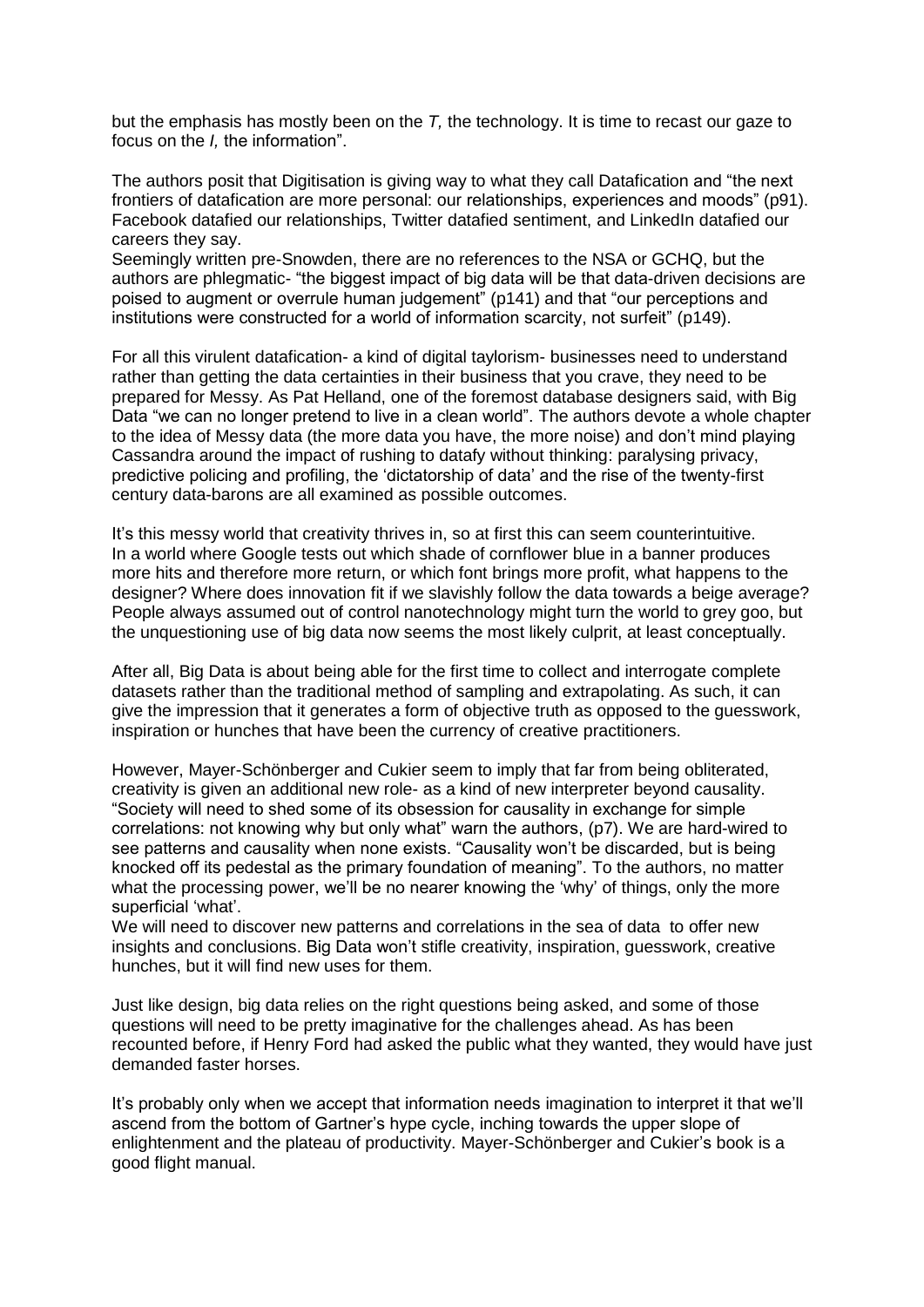but the emphasis has mostly been on the *T,* the technology. It is time to recast our gaze to focus on the *I,* the information".

The authors posit that Digitisation is giving way to what they call Datafication and "the next frontiers of datafication are more personal: our relationships, experiences and moods" (p91). Facebook datafied our relationships, Twitter datafied sentiment, and LinkedIn datafied our careers they say.
Seemingly written pre-Snowden, there are no references to the NSA or GCHQ, but the authors are phlegmatic- "the biggest impact of big data will be that data-driven decisions are poised to augment or overrule human judgement" (p141) and that "our perceptions and institutions were constructed for a world of information scarcity, not surfeit" (p149).

For all this virulent datafication- a kind of digital taylorism- businesses need to understand rather than getting the data certainties in their business that you crave, they need to be prepared for Messy. As Pat Helland, one of the foremost database designers said, with Big Data "we can no longer pretend to live in a clean world". The authors devote a whole chapter to the idea of Messy data (the more data you have, the more noise) and don't mind playing Cassandra around the impact of rushing to datafy without thinking: paralysing privacy, predictive policing and profiling, the 'dictatorship of data' and the rise of the twenty-first century data-barons are all examined as possible outcomes.

It's this messy world that creativity thrives in, so at first this can seem counterintuitive. In a world where Google tests out which shade of cornflower blue in a banner produces more hits and therefore more return, or which font brings more profit, what happens to the designer? Where does innovation fit if we slavishly follow the data towards a beige average? People always assumed out of control nanotechnology might turn the world to grey goo, but the unquestioning use of big data now seems the most likely culprit, at least conceptually.

After all, Big Data is about being able for the first time to collect and interrogate complete datasets rather than the traditional method of sampling and extrapolating. As such, it can give the impression that it generates a form of objective truth as opposed to the guesswork, inspiration or hunches that have been the currency of creative practitioners.

However, Mayer-Schönberger and Cukier seem to imply that far from being obliterated, creativity is given an additional new role- as a kind of new interpreter beyond causality. "Society will need to shed some of its obsession for causality in exchange for simple correlations: not knowing why but only what" warn the authors, (p7). We are hard-wired to see patterns and causality when none exists. "Causality won't be discarded, but is being knocked off its pedestal as the primary foundation of meaning". To the authors, no matter what the processing power, we'll be no nearer knowing the 'why' of things, only the more superficial 'what'.
We will need to discover new patterns and correlations in the sea of data to offer new insights and conclusions. Big Data won't stifle creativity, inspiration, guesswork, creative hunches, but it will find new uses for them.

Just like design, big data relies on the right questions being asked, and some of those questions will need to be pretty imaginative for the challenges ahead. As has been recounted before, if Henry Ford had asked the public what they wanted, they would have just demanded faster horses.

It's probably only when we accept that information needs imagination to interpret it that we'll ascend from the bottom of Gartner's hype cycle, inching towards the upper slope of enlightenment and the plateau of productivity. Mayer-Schönberger and Cukier's book is a good flight manual.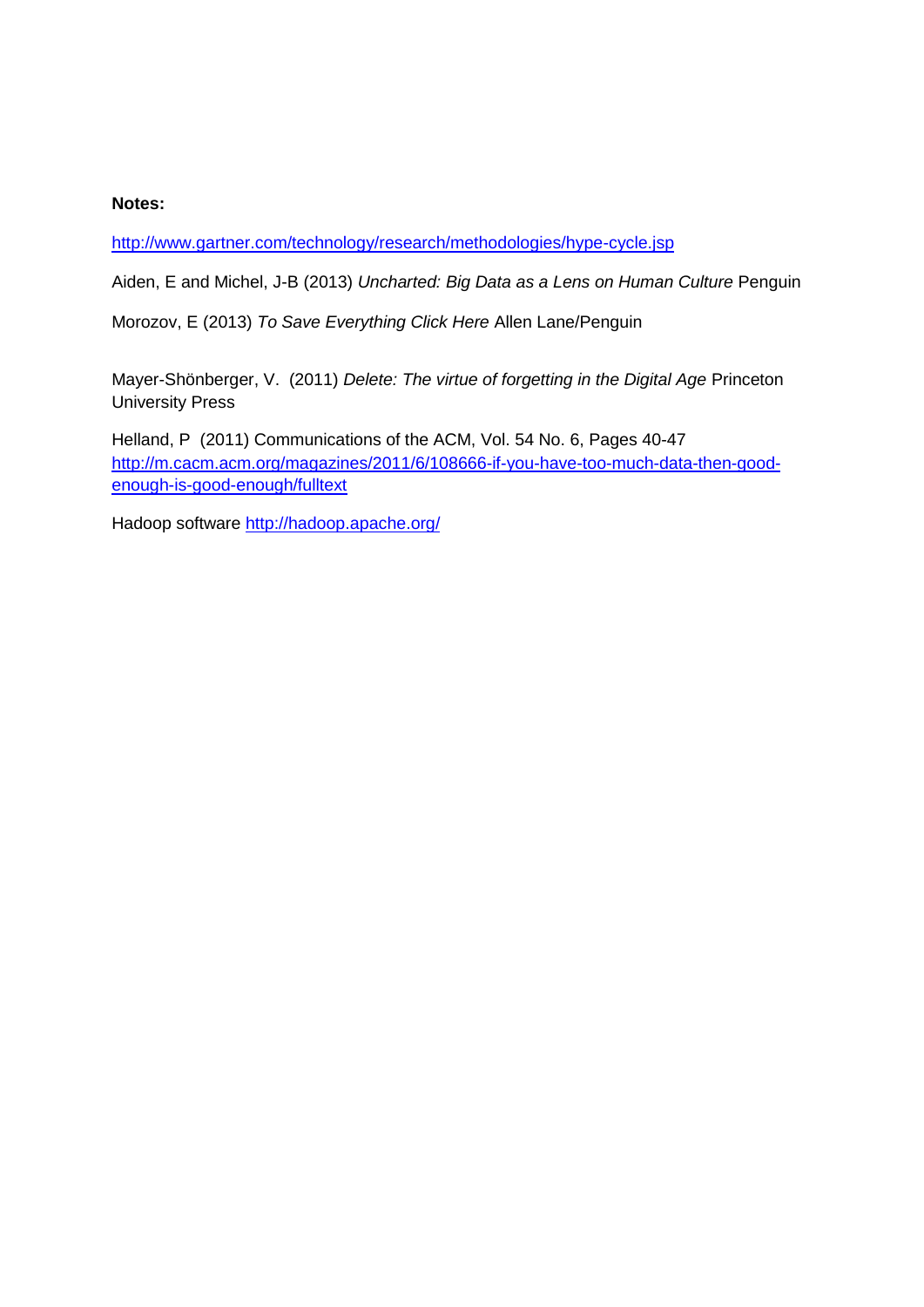**Notes:**

http://www.gartner.com/technology/research/methodologies/hype-cycle.jsp

Aiden, E and Michel, J-B (2013) *Uncharted: Big Data as a Lens on Human Culture* Penguin

Morozov, E (2013) *To Save Everything Click Here* Allen Lane/Penguin

Mayer-Shönberger, V. (2011) *Delete: The virtue of forgetting in the Digital Age* Princeton University Press

Helland, P (2011) Communications of the ACM, Vol. 54 No. 6, Pages 40-47
http://m.cacm.acm.org/magazines/2011/6/108666-if-you-have-too-much-data-then-good-enough-is-good-enough/fulltext

Hadoop software http://hadoop.apache.org/